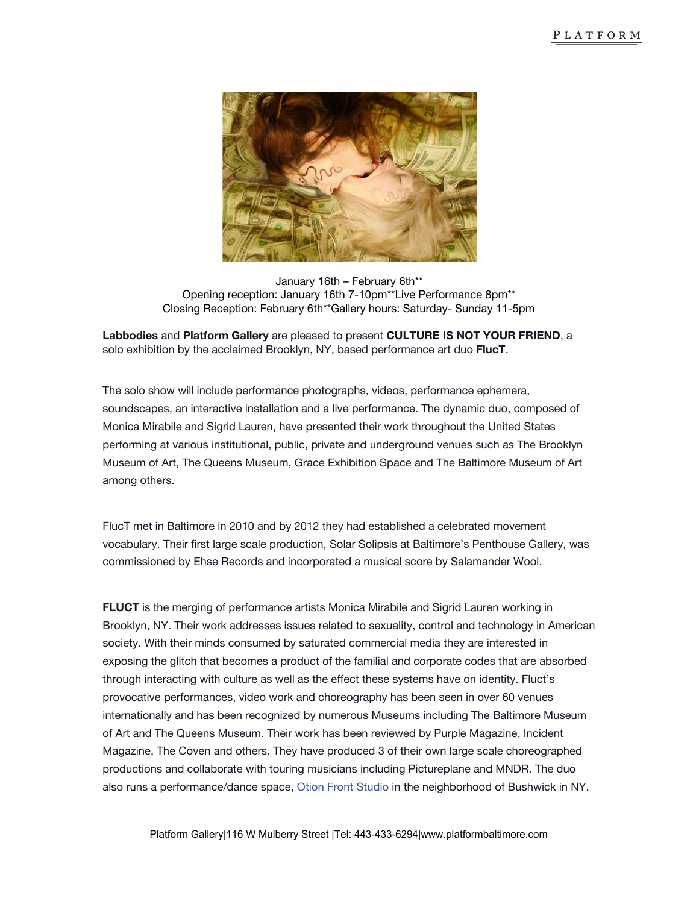January 16th – February 6th**
Opening reception: January 16th 7-10pm**Live Performance 8pm**
Closing Reception: February 6th**Gallery hours: Saturday- Sunday 11-5pm

**Labbodies** and **Platform Gallery** are pleased to present **CULTURE IS NOT YOUR FRIEND**, a solo exhibition by the acclaimed Brooklyn, NY, based performance art duo **FlucT**.

The solo show will include performance photographs, videos, performance ephemera, soundscapes, an interactive installation and a live performance. The dynamic duo, composed of Monica Mirabile and Sigrid Lauren, have presented their work throughout the United States performing at various institutional, public, private and underground venues such as The Brooklyn Museum of Art, The Queens Museum, Grace Exhibition Space and The Baltimore Museum of Art among others.

FlucT met in Baltimore in 2010 and by 2012 they had established a celebrated movement vocabulary. Their first large scale production, Solar Solipsis at Baltimore's Penthouse Gallery, was commissioned by Ehse Records and incorporated a musical score by Salamander Wool.

**FLUCT** is the merging of performance artists Monica Mirabile and Sigrid Lauren working in Brooklyn, NY. Their work addresses issues related to sexuality, control and technology in American society. With their minds consumed by saturated commercial media they are interested in exposing the glitch that becomes a product of the familial and corporate codes that are absorbed through interacting with culture as well as the effect these systems have on identity. Fluct's provocative performances, video work and choreography has been seen in over 60 venues internationally and has been recognized by numerous Museums including The Baltimore Museum of Art and The Queens Museum. Their work has been reviewed by Purple Magazine, Incident Magazine, The Coven and others. They have produced 3 of their own large scale choreographed productions and collaborate with touring musicians including Pictureplane and MNDR. The duo also runs a performance/dance space, Otion Front Studio in the neighborhood of Bushwick in NY.

Platform Gallery|116 W Mulberry Street |Tel: 443-433-6294|www.platformbaltimore.com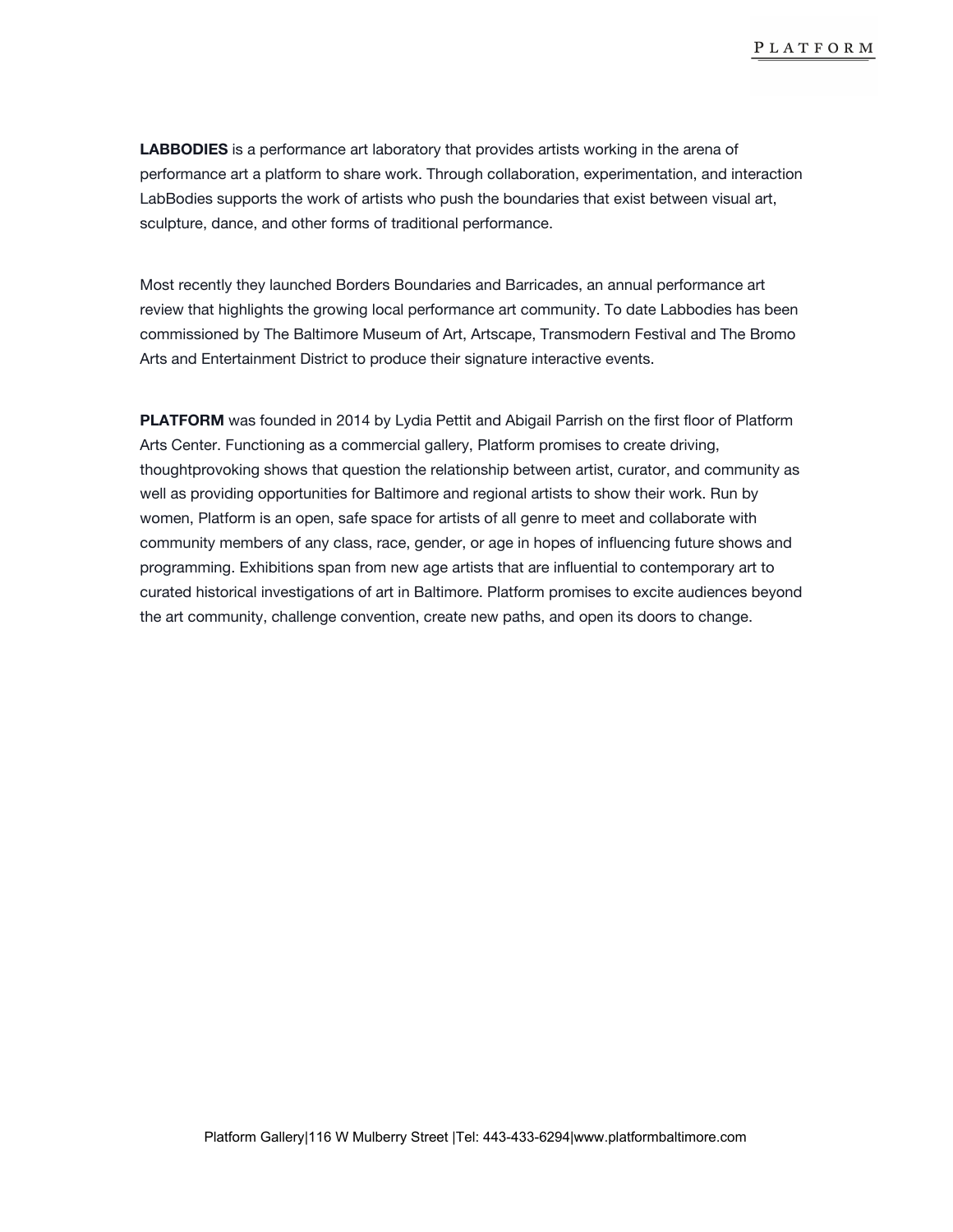**LABBODIES** is a performance art laboratory that provides artists working in the arena of performance art a platform to share work. Through collaboration, experimentation, and interaction LabBodies supports the work of artists who push the boundaries that exist between visual art, sculpture, dance, and other forms of traditional performance.

Most recently they launched Borders Boundaries and Barricades, an annual performance art review that highlights the growing local performance art community. To date Labbodies has been commissioned by The Baltimore Museum of Art, Artscape, Transmodern Festival and The Bromo Arts and Entertainment District to produce their signature interactive events.

**PLATFORM** was founded in 2014 by Lydia Pettit and Abigail Parrish on the first floor of Platform Arts Center. Functioning as a commercial gallery, Platform promises to create driving, thoughtprovoking shows that question the relationship between artist, curator, and community as well as providing opportunities for Baltimore and regional artists to show their work. Run by women, Platform is an open, safe space for artists of all genre to meet and collaborate with community members of any class, race, gender, or age in hopes of influencing future shows and programming. Exhibitions span from new age artists that are influential to contemporary art to curated historical investigations of art in Baltimore. Platform promises to excite audiences beyond the art community, challenge convention, create new paths, and open its doors to change.